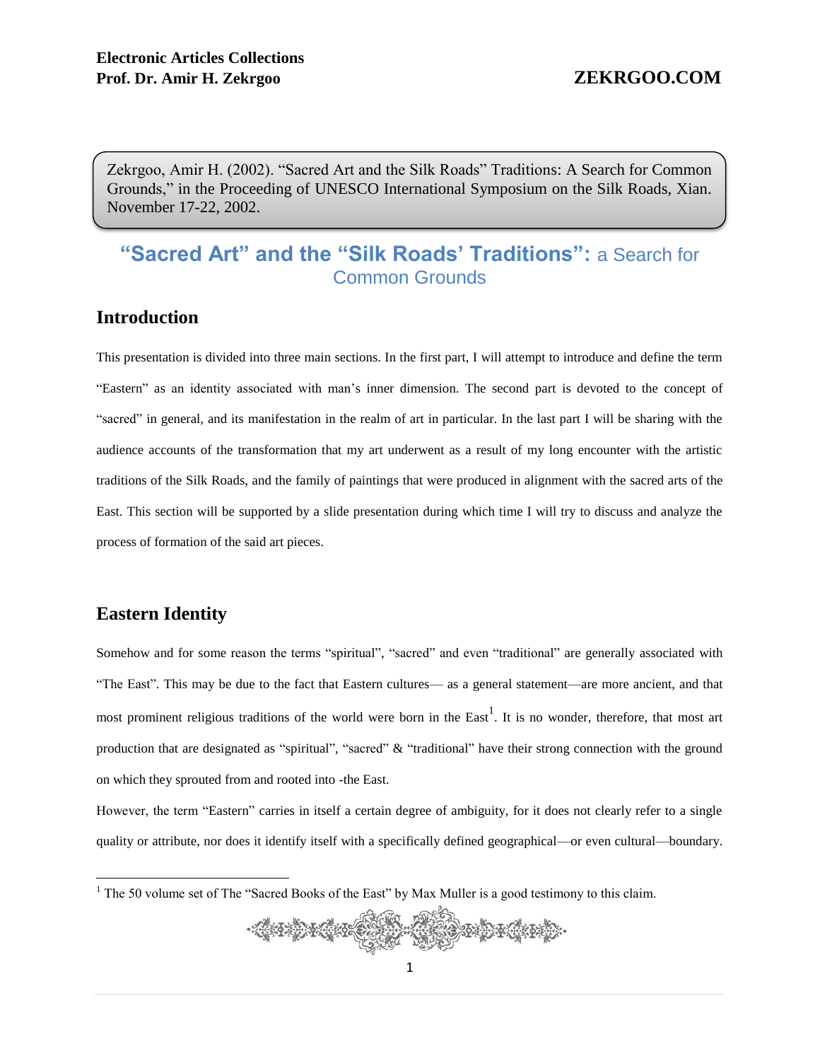Zekrgoo, Amir H. (2002). “Sacred Art and the Silk Roads” Traditions: A Search for Common Grounds,” in the Proceeding of UNESCO International Symposium on the Silk Roads, Xian. November 17-22, 2002.

# “Sacred Art” and the “Silk Roads’ Traditions”: a Search for Common Grounds

## Introduction

This presentation is divided into three main sections. In the first part, I will attempt to introduce and define the term “Eastern” as an identity associated with man’s inner dimension. The second part is devoted to the concept of “sacred” in general, and its manifestation in the realm of art in particular. In the last part I will be sharing with the audience accounts of the transformation that my art underwent as a result of my long encounter with the artistic traditions of the Silk Roads, and the family of paintings that were produced in alignment with the sacred arts of the East. This section will be supported by a slide presentation during which time I will try to discuss and analyze the process of formation of the said art pieces.

## Eastern Identity

Somehow and for some reason the terms “spiritual”, “sacred” and even “traditional” are generally associated with “The East”. This may be due to the fact that Eastern cultures— as a general statement—are more ancient, and that most prominent religious traditions of the world were born in the East[1]. It is no wonder, therefore, that most art production that are designated as “spiritual”, “sacred” & “traditional” have their strong connection with the ground on which they sprouted from and rooted into -the East.

However, the term “Eastern” carries in itself a certain degree of ambiguity, for it does not clearly refer to a single quality or attribute, nor does it identify itself with a specifically defined geographical—or even cultural—boundary.

[1] The 50 volume set of The “Sacred Books of the East” by Max Muller is a good testimony to this claim.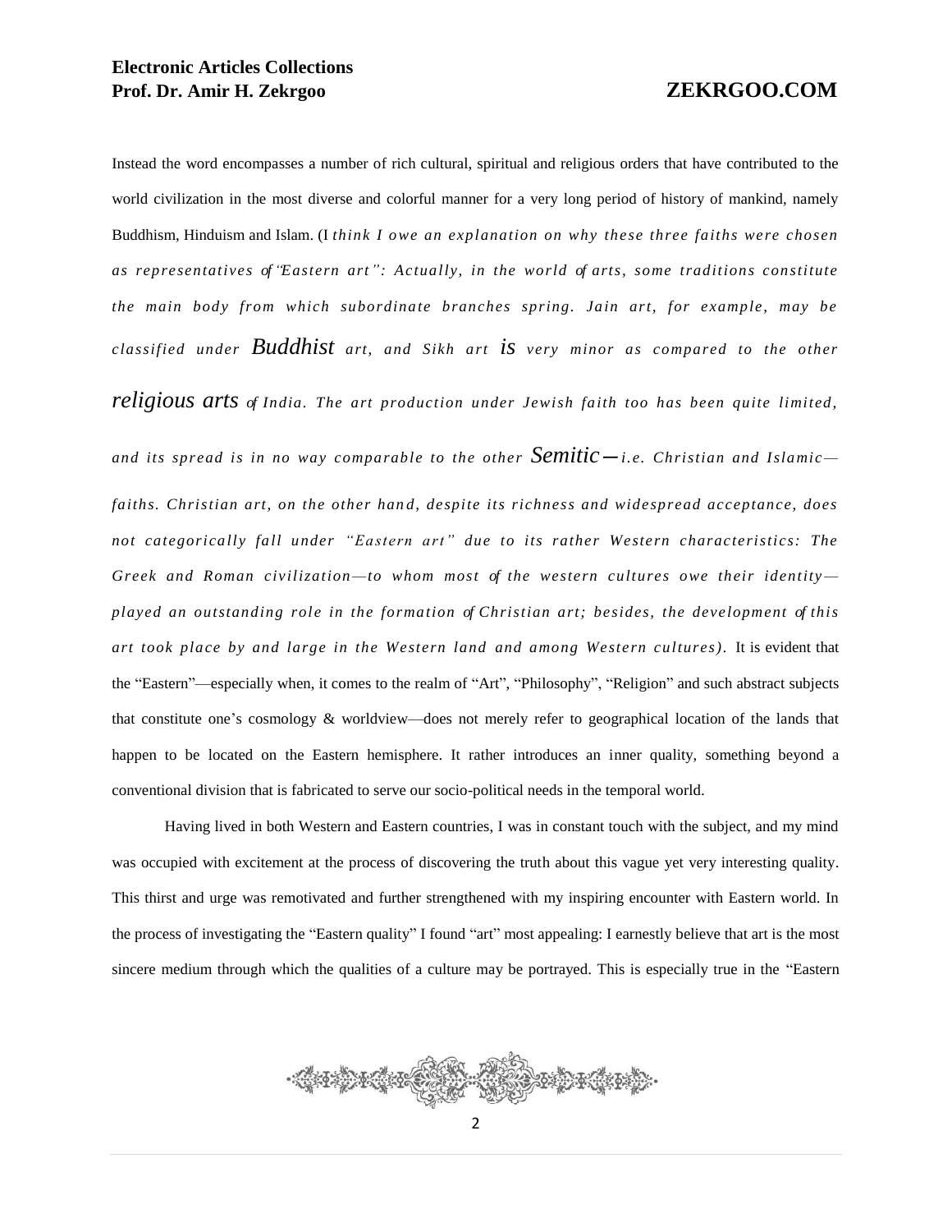Instead the word encompasses a number of rich cultural, spiritual and religious orders that have contributed to the world civilization in the most diverse and colorful manner for a very long period of history of mankind, namely Buddhism, Hinduism and Islam. (I *think I owe an explanation on why these three faiths were chosen as representatives of "Eastern art": Actually, in the world of arts, some traditions constitute the main body from which subordinate branches spring. Jain art, for example, may be classified under Buddhist art, and Sikh art is very minor as compared to the other religious arts of India. The art production under Jewish faith too has been quite limited, and its spread is in no way comparable to the other Semitic—i.e. Christian and Islamic—faiths. Christian art, on the other hand, despite its richness and widespread acceptance, does not categorically fall under "Eastern art" due to its rather Western characteristics: The Greek and Roman civilization—to whom most of the western cultures owe their identity—played an outstanding role in the formation of Christian art; besides, the development of this art took place by and large in the Western land and among Western cultures).* It is evident that the "Eastern"—especially when, it comes to the realm of "Art", "Philosophy", "Religion" and such abstract subjects that constitute one's cosmology & worldview—does not merely refer to geographical location of the lands that happen to be located on the Eastern hemisphere. It rather introduces an inner quality, something beyond a conventional division that is fabricated to serve our socio-political needs in the temporal world.

Having lived in both Western and Eastern countries, I was in constant touch with the subject, and my mind was occupied with excitement at the process of discovering the truth about this vague yet very interesting quality. This thirst and urge was remotivated and further strengthened with my inspiring encounter with Eastern world. In the process of investigating the "Eastern quality" I found "art" most appealing: I earnestly believe that art is the most sincere medium through which the qualities of a culture may be portrayed. This is especially true in the "Eastern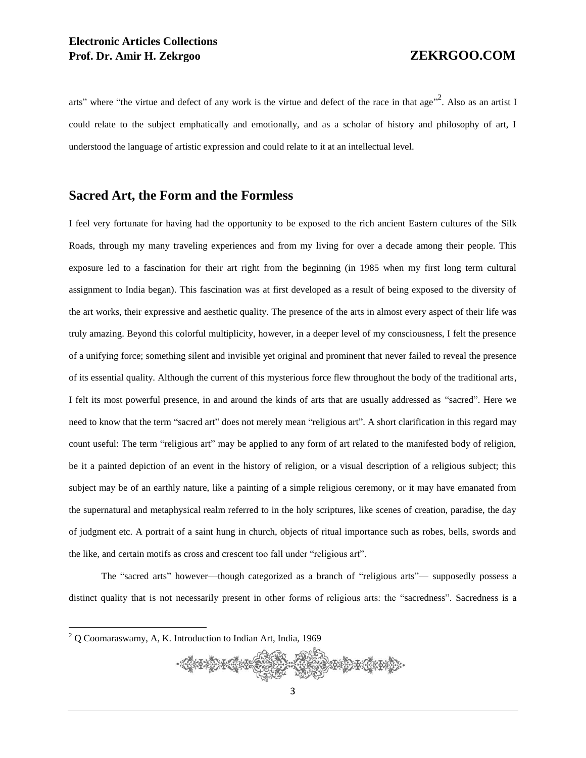arts" where "the virtue and defect of any work is the virtue and defect of the race in that age"[2]. Also as an artist I could relate to the subject emphatically and emotionally, and as a scholar of history and philosophy of art, I understood the language of artistic expression and could relate to it at an intellectual level.

## Sacred Art, the Form and the Formless

I feel very fortunate for having had the opportunity to be exposed to the rich ancient Eastern cultures of the Silk Roads, through my many traveling experiences and from my living for over a decade among their people. This exposure led to a fascination for their art right from the beginning (in 1985 when my first long term cultural assignment to India began). This fascination was at first developed as a result of being exposed to the diversity of the art works, their expressive and aesthetic quality. The presence of the arts in almost every aspect of their life was truly amazing. Beyond this colorful multiplicity, however, in a deeper level of my consciousness, I felt the presence of a unifying force; something silent and invisible yet original and prominent that never failed to reveal the presence of its essential quality. Although the current of this mysterious force flew throughout the body of the traditional arts, I felt its most powerful presence, in and around the kinds of arts that are usually addressed as "sacred". Here we need to know that the term "sacred art" does not merely mean "religious art". A short clarification in this regard may count useful: The term "religious art" may be applied to any form of art related to the manifested body of religion, be it a painted depiction of an event in the history of religion, or a visual description of a religious subject; this subject may be of an earthly nature, like a painting of a simple religious ceremony, or it may have emanated from the supernatural and metaphysical realm referred to in the holy scriptures, like scenes of creation, paradise, the day of judgment etc. A portrait of a saint hung in church, objects of ritual importance such as robes, bells, swords and the like, and certain motifs as cross and crescent too fall under "religious art".

The "sacred arts" however—though categorized as a branch of "religious arts"— supposedly possess a distinct quality that is not necessarily present in other forms of religious arts: the "sacredness". Sacredness is a

---

[2] Q Coomaraswamy, A, K. Introduction to Indian Art, India, 1969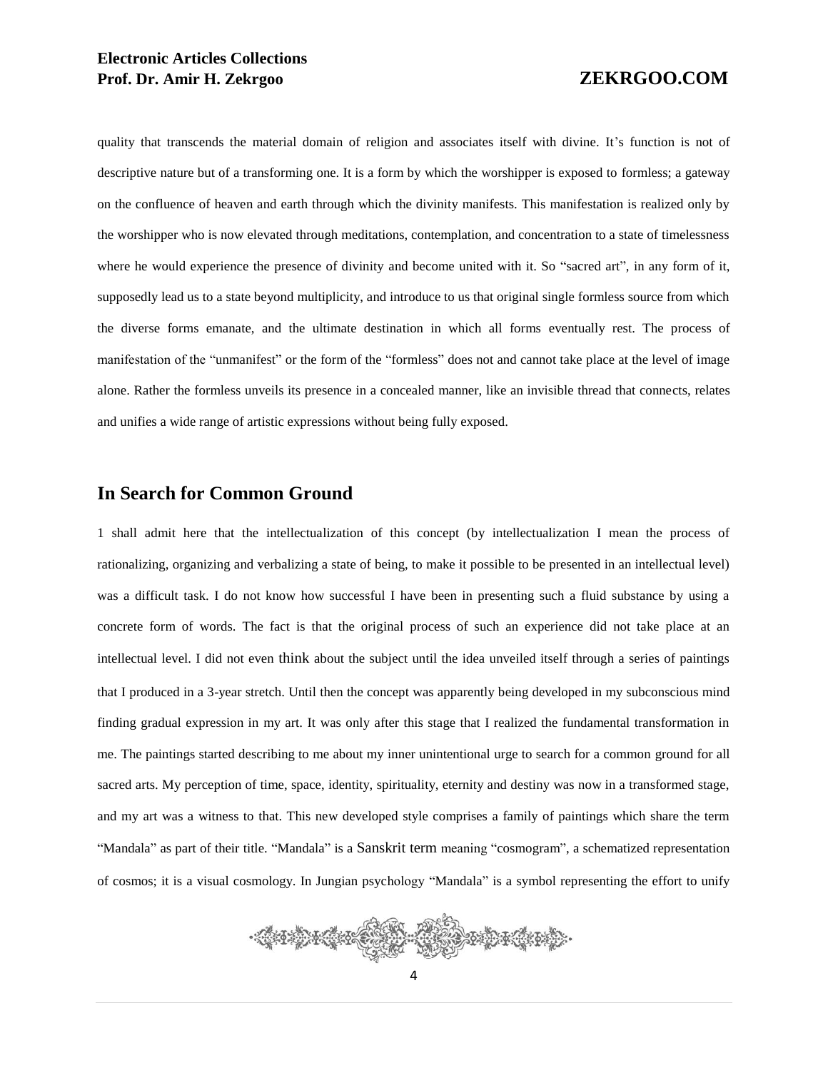quality that transcends the material domain of religion and associates itself with divine. It's function is not of descriptive nature but of a transforming one. It is a form by which the worshipper is exposed to formless; a gateway on the confluence of heaven and earth through which the divinity manifests. This manifestation is realized only by the worshipper who is now elevated through meditations, contemplation, and concentration to a state of timelessness where he would experience the presence of divinity and become united with it. So "sacred art", in any form of it, supposedly lead us to a state beyond multiplicity, and introduce to us that original single formless source from which the diverse forms emanate, and the ultimate destination in which all forms eventually rest. The process of manifestation of the "unmanifest" or the form of the "formless" does not and cannot take place at the level of image alone. Rather the formless unveils its presence in a concealed manner, like an invisible thread that connects, relates and unifies a wide range of artistic expressions without being fully exposed.

## In Search for Common Ground

1 shall admit here that the intellectualization of this concept (by intellectualization I mean the process of rationalizing, organizing and verbalizing a state of being, to make it possible to be presented in an intellectual level) was a difficult task. I do not know how successful I have been in presenting such a fluid substance by using a concrete form of words. The fact is that the original process of such an experience did not take place at an intellectual level. I did not even think about the subject until the idea unveiled itself through a series of paintings that I produced in a 3-year stretch. Until then the concept was apparently being developed in my subconscious mind finding gradual expression in my art. It was only after this stage that I realized the fundamental transformation in me. The paintings started describing to me about my inner unintentional urge to search for a common ground for all sacred arts. My perception of time, space, identity, spirituality, eternity and destiny was now in a transformed stage, and my art was a witness to that. This new developed style comprises a family of paintings which share the term "Mandala" as part of their title. "Mandala" is a Sanskrit term meaning "cosmogram", a schematized representation of cosmos; it is a visual cosmology. In Jungian psychology "Mandala" is a symbol representing the effort to unify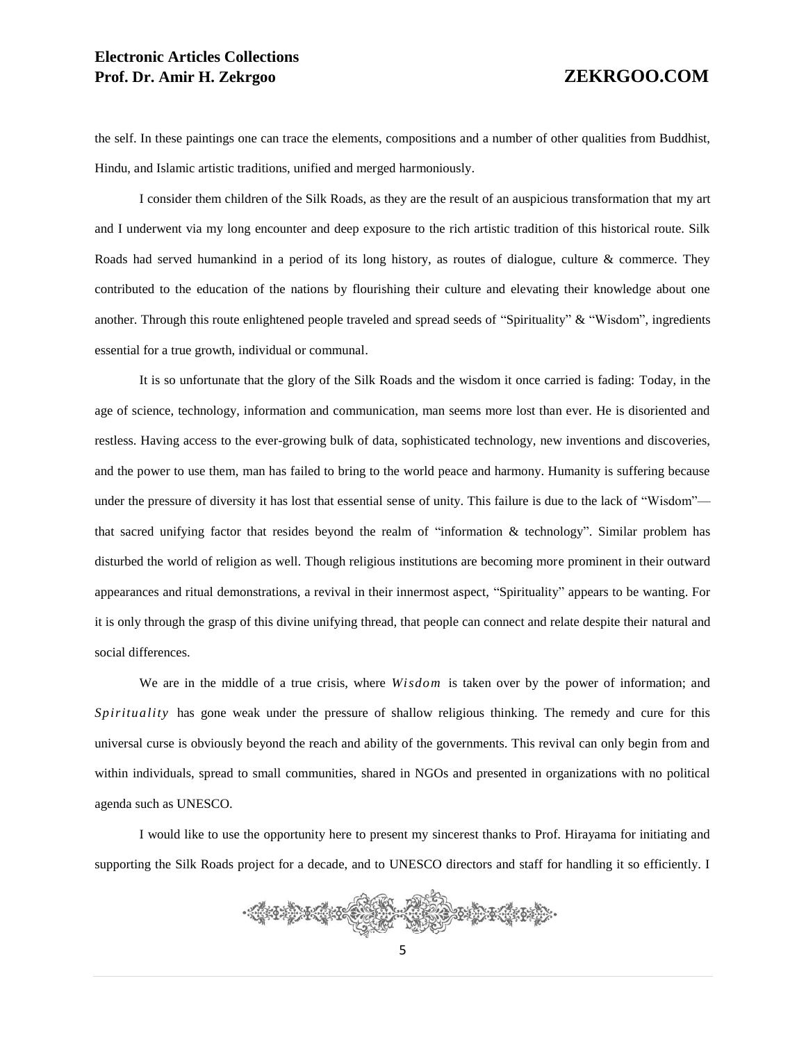the self. In these paintings one can trace the elements, compositions and a number of other qualities from Buddhist, Hindu, and Islamic artistic traditions, unified and merged harmoniously.

I consider them children of the Silk Roads, as they are the result of an auspicious transformation that my art and I underwent via my long encounter and deep exposure to the rich artistic tradition of this historical route. Silk Roads had served humankind in a period of its long history, as routes of dialogue, culture & commerce. They contributed to the education of the nations by flourishing their culture and elevating their knowledge about one another. Through this route enlightened people traveled and spread seeds of "Spirituality" & "Wisdom", ingredients essential for a true growth, individual or communal.

It is so unfortunate that the glory of the Silk Roads and the wisdom it once carried is fading: Today, in the age of science, technology, information and communication, man seems more lost than ever. He is disoriented and restless. Having access to the ever-growing bulk of data, sophisticated technology, new inventions and discoveries, and the power to use them, man has failed to bring to the world peace and harmony. Humanity is suffering because under the pressure of diversity it has lost that essential sense of unity. This failure is due to the lack of "Wisdom"—that sacred unifying factor that resides beyond the realm of "information & technology". Similar problem has disturbed the world of religion as well. Though religious institutions are becoming more prominent in their outward appearances and ritual demonstrations, a revival in their innermost aspect, "Spirituality" appears to be wanting. For it is only through the grasp of this divine unifying thread, that people can connect and relate despite their natural and social differences.

We are in the middle of a true crisis, where *Wisdom* is taken over by the power of information; and *Spirituality* has gone weak under the pressure of shallow religious thinking. The remedy and cure for this universal curse is obviously beyond the reach and ability of the governments. This revival can only begin from and within individuals, spread to small communities, shared in NGOs and presented in organizations with no political agenda such as UNESCO.

I would like to use the opportunity here to present my sincerest thanks to Prof. Hirayama for initiating and supporting the Silk Roads project for a decade, and to UNESCO directors and staff for handling it so efficiently. I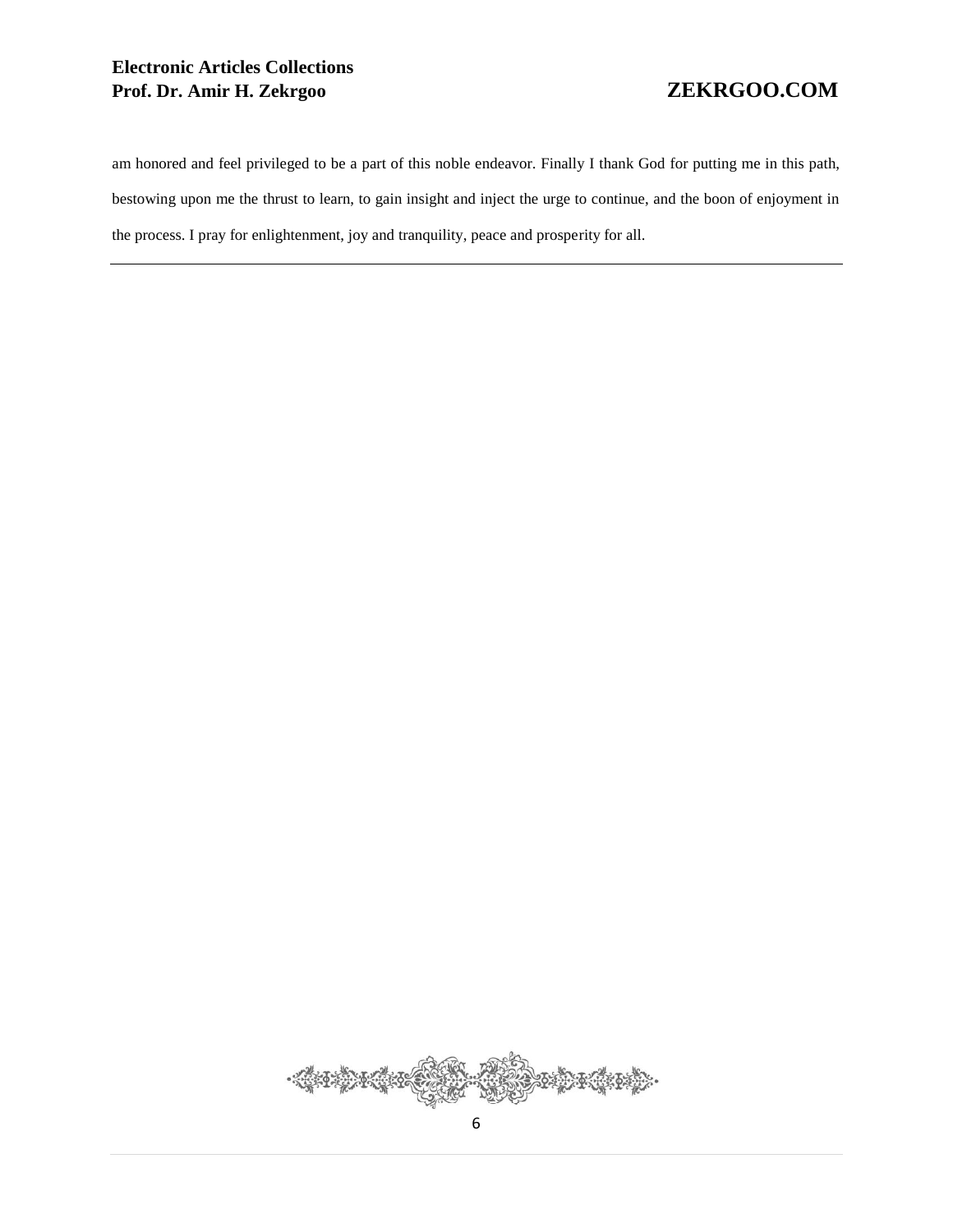am honored and feel privileged to be a part of this noble endeavor. Finally I thank God for putting me in this path, bestowing upon me the thrust to learn, to gain insight and inject the urge to continue, and the boon of enjoyment in the process. I pray for enlightenment, joy and tranquility, peace and prosperity for all.

---